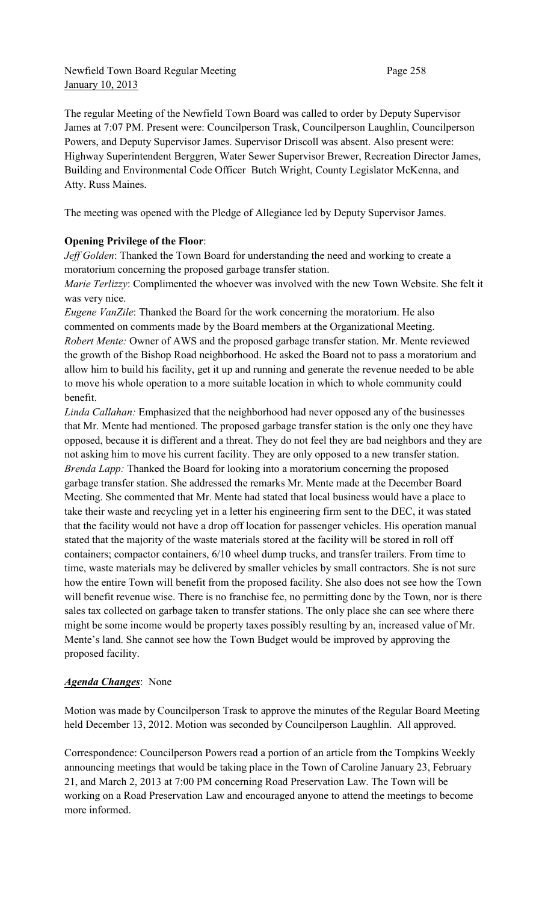The regular Meeting of the Newfield Town Board was called to order by Deputy Supervisor James at 7:07 PM. Present were: Councilperson Trask, Councilperson Laughlin, Councilperson Powers, and Deputy Supervisor James. Supervisor Driscoll was absent. Also present were: Highway Superintendent Berggren, Water Sewer Supervisor Brewer, Recreation Director James, Building and Environmental Code Officer Butch Wright, County Legislator McKenna, and Atty. Russ Maines.

The meeting was opened with the Pledge of Allegiance led by Deputy Supervisor James.

**Opening Privilege of the Floor**:

*Jeff Golden*: Thanked the Town Board for understanding the need and working to create a moratorium concerning the proposed garbage transfer station.

*Marie Terlizzy*: Complimented the whoever was involved with the new Town Website. She felt it was very nice.

*Eugene VanZile*: Thanked the Board for the work concerning the moratorium. He also commented on comments made by the Board members at the Organizational Meeting.

*Robert Mente:* Owner of AWS and the proposed garbage transfer station. Mr. Mente reviewed the growth of the Bishop Road neighborhood. He asked the Board not to pass a moratorium and allow him to build his facility, get it up and running and generate the revenue needed to be able to move his whole operation to a more suitable location in which to whole community could benefit.

*Linda Callahan:* Emphasized that the neighborhood had never opposed any of the businesses that Mr. Mente had mentioned. The proposed garbage transfer station is the only one they have opposed, because it is different and a threat. They do not feel they are bad neighbors and they are not asking him to move his current facility. They are only opposed to a new transfer station.

*Brenda Lapp:* Thanked the Board for looking into a moratorium concerning the proposed garbage transfer station. She addressed the remarks Mr. Mente made at the December Board Meeting. She commented that Mr. Mente had stated that local business would have a place to take their waste and recycling yet in a letter his engineering firm sent to the DEC, it was stated that the facility would not have a drop off location for passenger vehicles. His operation manual stated that the majority of the waste materials stored at the facility will be stored in roll off containers; compactor containers, 6/10 wheel dump trucks, and transfer trailers. From time to time, waste materials may be delivered by smaller vehicles by small contractors. She is not sure how the entire Town will benefit from the proposed facility. She also does not see how the Town will benefit revenue wise. There is no franchise fee, no permitting done by the Town, nor is there sales tax collected on garbage taken to transfer stations. The only place she can see where there might be some income would be property taxes possibly resulting by an, increased value of Mr. Mente's land. She cannot see how the Town Budget would be improved by approving the proposed facility.

***Agenda Changes***: None

Motion was made by Councilperson Trask to approve the minutes of the Regular Board Meeting held December 13, 2012. Motion was seconded by Councilperson Laughlin. All approved.

Correspondence: Councilperson Powers read a portion of an article from the Tompkins Weekly announcing meetings that would be taking place in the Town of Caroline January 23, February 21, and March 2, 2013 at 7:00 PM concerning Road Preservation Law. The Town will be working on a Road Preservation Law and encouraged anyone to attend the meetings to become more informed.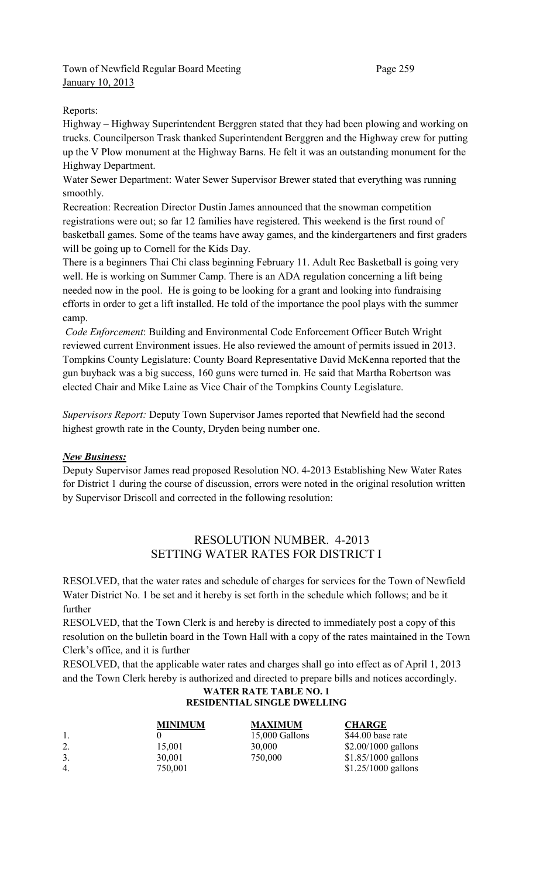Reports:

Highway – Highway Superintendent Berggren stated that they had been plowing and working on trucks. Councilperson Trask thanked Superintendent Berggren and the Highway crew for putting up the V Plow monument at the Highway Barns. He felt it was an outstanding monument for the Highway Department.

Water Sewer Department: Water Sewer Supervisor Brewer stated that everything was running smoothly.

Recreation: Recreation Director Dustin James announced that the snowman competition registrations were out; so far 12 families have registered. This weekend is the first round of basketball games. Some of the teams have away games, and the kindergarteners and first graders will be going up to Cornell for the Kids Day.

There is a beginners Thai Chi class beginning February 11. Adult Rec Basketball is going very well. He is working on Summer Camp. There is an ADA regulation concerning a lift being needed now in the pool. He is going to be looking for a grant and looking into fundraising efforts in order to get a lift installed. He told of the importance the pool plays with the summer camp.

*Code Enforcement*: Building and Environmental Code Enforcement Officer Butch Wright reviewed current Environment issues. He also reviewed the amount of permits issued in 2013.

Tompkins County Legislature: County Board Representative David McKenna reported that the gun buyback was a big success, 160 guns were turned in. He said that Martha Robertson was elected Chair and Mike Laine as Vice Chair of the Tompkins County Legislature.

*Supervisors Report:* Deputy Town Supervisor James reported that Newfield had the second highest growth rate in the County, Dryden being number one.

***New Business:***

Deputy Supervisor James read proposed Resolution NO. 4-2013 Establishing New Water Rates for District 1 during the course of discussion, errors were noted in the original resolution written by Supervisor Driscoll and corrected in the following resolution:

## RESOLUTION NUMBER. 4-2013
## SETTING WATER RATES FOR DISTRICT I

RESOLVED, that the water rates and schedule of charges for services for the Town of Newfield Water District No. 1 be set and it hereby is set forth in the schedule which follows; and be it further

RESOLVED, that the Town Clerk is and hereby is directed to immediately post a copy of this resolution on the bulletin board in the Town Hall with a copy of the rates maintained in the Town Clerk's office, and it is further

RESOLVED, that the applicable water rates and charges shall go into effect as of April 1, 2013 and the Town Clerk hereby is authorized and directed to prepare bills and notices accordingly.

**WATER RATE TABLE NO. 1**
**RESIDENTIAL SINGLE DWELLING**

| | MINIMUM | MAXIMUM | CHARGE |
|---|---|---|---|
| 1. | 0 | 15,000 Gallons | $44.00 base rate |
| 2. | 15,001 | 30,000 | $2.00/1000 gallons |
| 3. | 30,001 | 750,000 | $1.85/1000 gallons |
| 4. | 750,001 | | $1.25/1000 gallons |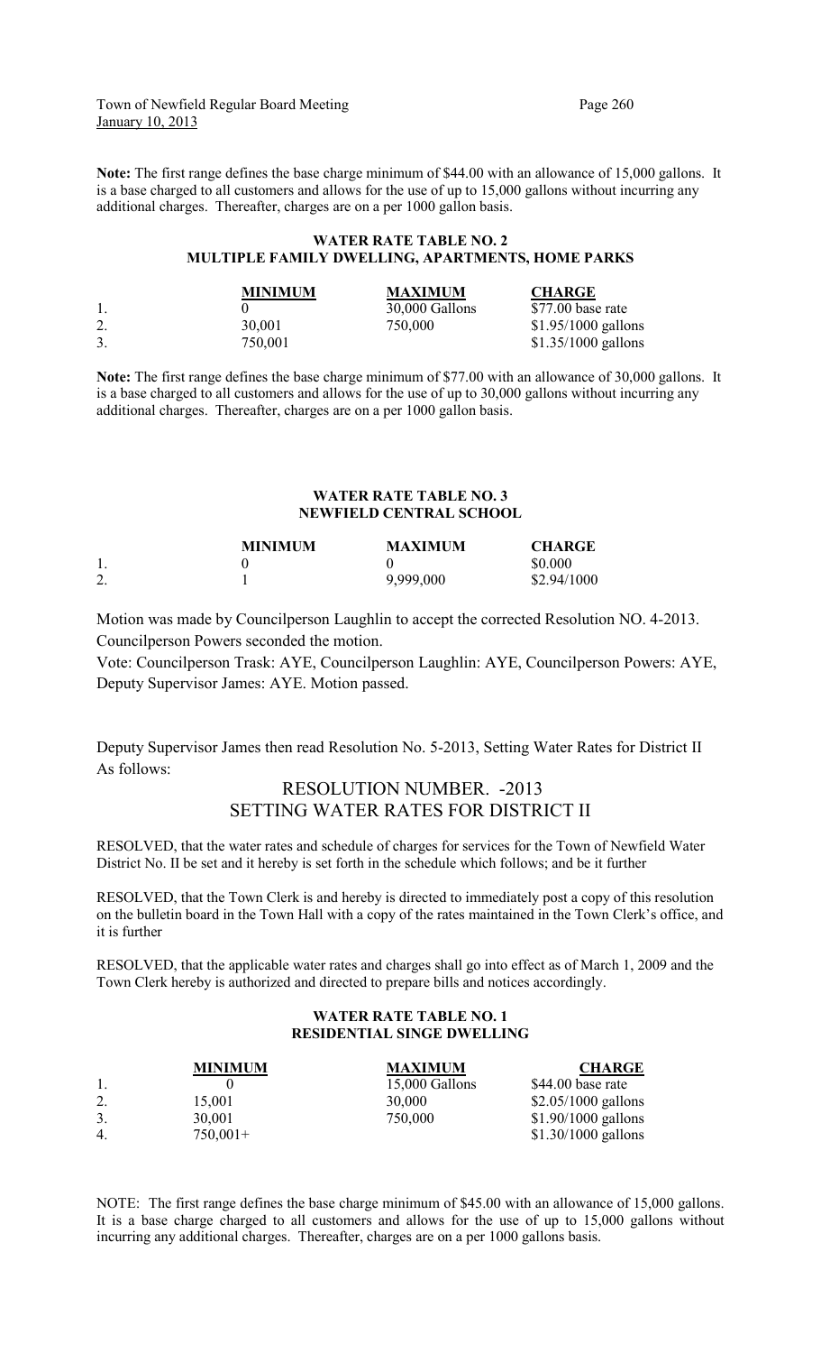**Note:** The first range defines the base charge minimum of $44.00 with an allowance of 15,000 gallons. It is a base charged to all customers and allows for the use of up to 15,000 gallons without incurring any additional charges. Thereafter, charges are on a per 1000 gallon basis.

**WATER RATE TABLE NO. 2**
**MULTIPLE FAMILY DWELLING, APARTMENTS, HOME PARKS**

| | MINIMUM | MAXIMUM | CHARGE |
|---|---|---|---|
| 1. | 0 | 30,000 Gallons | $77.00 base rate |
| 2. | 30,001 | 750,000 | $1.95/1000 gallons |
| 3. | 750,001 | | $1.35/1000 gallons |

**Note:** The first range defines the base charge minimum of $77.00 with an allowance of 30,000 gallons. It is a base charged to all customers and allows for the use of up to 30,000 gallons without incurring any additional charges. Thereafter, charges are on a per 1000 gallon basis.

**WATER RATE TABLE NO. 3**
**NEWFIELD CENTRAL SCHOOL**

| | MINIMUM | MAXIMUM | CHARGE |
|---|---|---|---|
| 1. | 0 | 0 | $0.000 |
| 2. | 1 | 9,999,000 | $2.94/1000 |

Motion was made by Councilperson Laughlin to accept the corrected Resolution NO. 4-2013. Councilperson Powers seconded the motion.

Vote: Councilperson Trask: AYE, Councilperson Laughlin: AYE, Councilperson Powers: AYE, Deputy Supervisor James: AYE. Motion passed.

Deputy Supervisor James then read Resolution No. 5-2013, Setting Water Rates for District II As follows:

## RESOLUTION NUMBER. -2013
## SETTING WATER RATES FOR DISTRICT II

RESOLVED, that the water rates and schedule of charges for services for the Town of Newfield Water District No. II be set and it hereby is set forth in the schedule which follows; and be it further

RESOLVED, that the Town Clerk is and hereby is directed to immediately post a copy of this resolution on the bulletin board in the Town Hall with a copy of the rates maintained in the Town Clerk's office, and it is further

RESOLVED, that the applicable water rates and charges shall go into effect as of March 1, 2009 and the Town Clerk hereby is authorized and directed to prepare bills and notices accordingly.

**WATER RATE TABLE NO. 1**
**RESIDENTIAL SINGE DWELLING**

| | MINIMUM | MAXIMUM | CHARGE |
|---|---|---|---|
| 1. | 0 | 15,000 Gallons | $44.00 base rate |
| 2. | 15,001 | 30,000 | $2.05/1000 gallons |
| 3. | 30,001 | 750,000 | $1.90/1000 gallons |
| 4. | 750,001+ | | $1.30/1000 gallons |

NOTE: The first range defines the base charge minimum of $45.00 with an allowance of 15,000 gallons. It is a base charge charged to all customers and allows for the use of up to 15,000 gallons without incurring any additional charges. Thereafter, charges are on a per 1000 gallons basis.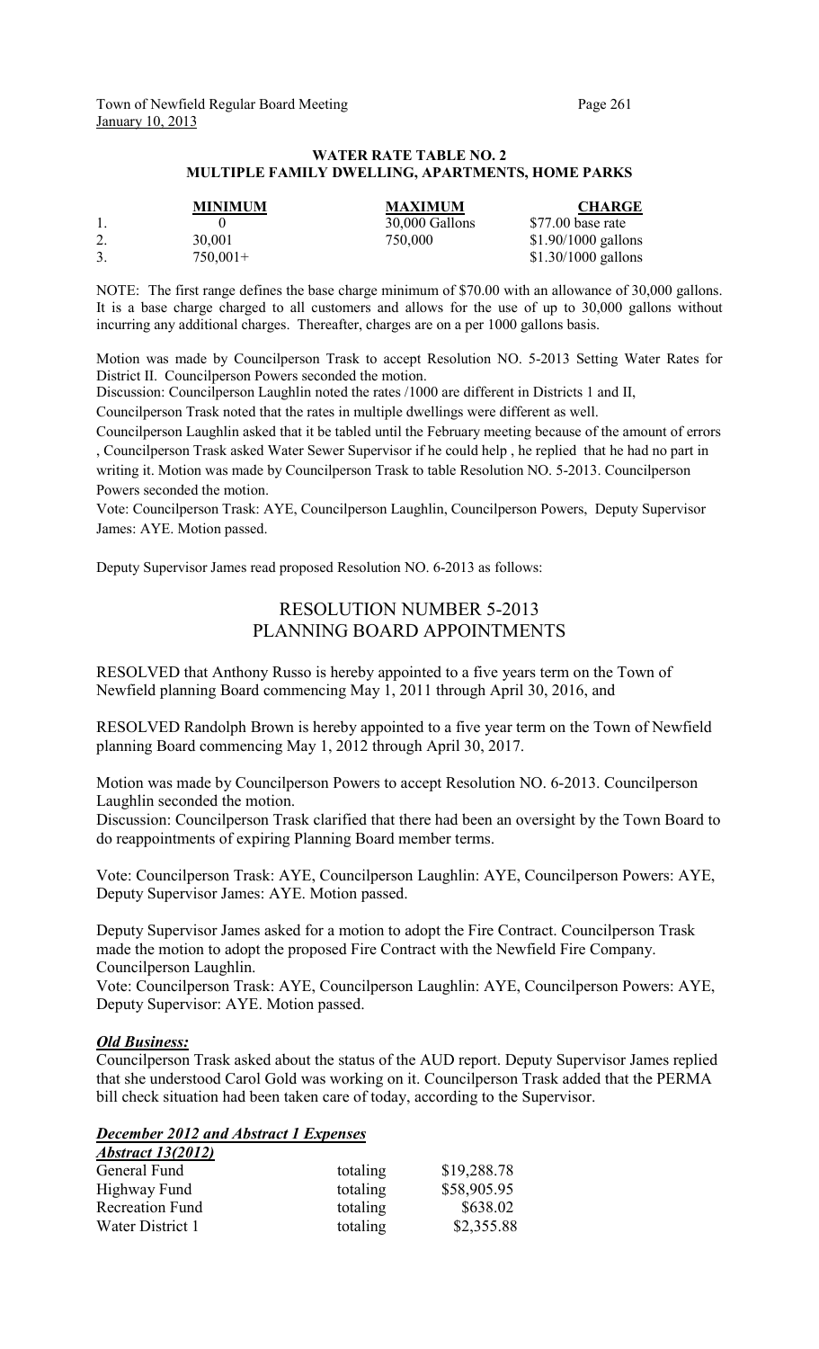**WATER RATE TABLE NO. 2**
**MULTIPLE FAMILY DWELLING, APARTMENTS, HOME PARKS**

| | **MINIMUM** | **MAXIMUM** | **CHARGE** |
|---|---|---|---|
| 1. | 0 | 30,000 Gallons | $77.00 base rate |
| 2. | 30,001 | 750,000 | $1.90/1000 gallons |
| 3. | 750,001+ | | $1.30/1000 gallons |

NOTE: The first range defines the base charge minimum of $70.00 with an allowance of 30,000 gallons. It is a base charge charged to all customers and allows for the use of up to 30,000 gallons without incurring any additional charges. Thereafter, charges are on a per 1000 gallons basis.

Motion was made by Councilperson Trask to accept Resolution NO. 5-2013 Setting Water Rates for District II. Councilperson Powers seconded the motion.
Discussion: Councilperson Laughlin noted the rates /1000 are different in Districts 1 and II,
Councilperson Trask noted that the rates in multiple dwellings were different as well.
Councilperson Laughlin asked that it be tabled until the February meeting because of the amount of errors , Councilperson Trask asked Water Sewer Supervisor if he could help , he replied that he had no part in writing it. Motion was made by Councilperson Trask to table Resolution NO. 5-2013. Councilperson Powers seconded the motion.
Vote: Councilperson Trask: AYE, Councilperson Laughlin, Councilperson Powers, Deputy Supervisor James: AYE. Motion passed.

Deputy Supervisor James read proposed Resolution NO. 6-2013 as follows:

## RESOLUTION NUMBER 5-2013
## PLANNING BOARD APPOINTMENTS

RESOLVED that Anthony Russo is hereby appointed to a five years term on the Town of Newfield planning Board commencing May 1, 2011 through April 30, 2016, and

RESOLVED Randolph Brown is hereby appointed to a five year term on the Town of Newfield planning Board commencing May 1, 2012 through April 30, 2017.

Motion was made by Councilperson Powers to accept Resolution NO. 6-2013. Councilperson Laughlin seconded the motion.
Discussion: Councilperson Trask clarified that there had been an oversight by the Town Board to do reappointments of expiring Planning Board member terms.

Vote: Councilperson Trask: AYE, Councilperson Laughlin: AYE, Councilperson Powers: AYE, Deputy Supervisor James: AYE. Motion passed.

Deputy Supervisor James asked for a motion to adopt the Fire Contract. Councilperson Trask made the motion to adopt the proposed Fire Contract with the Newfield Fire Company. Councilperson Laughlin.
Vote: Councilperson Trask: AYE, Councilperson Laughlin: AYE, Councilperson Powers: AYE, Deputy Supervisor: AYE. Motion passed.

***Old Business:***
Councilperson Trask asked about the status of the AUD report. Deputy Supervisor James replied that she understood Carol Gold was working on it. Councilperson Trask added that the PERMA bill check situation had been taken care of today, according to the Supervisor.

***December 2012 and Abstract 1 Expenses***
***Abstract 13(2012)***

| | | |
|---|---|---|
| General Fund | totaling | $19,288.78 |
| Highway Fund | totaling | $58,905.95 |
| Recreation Fund | totaling | $638.02 |
| Water District 1 | totaling | $2,355.88 |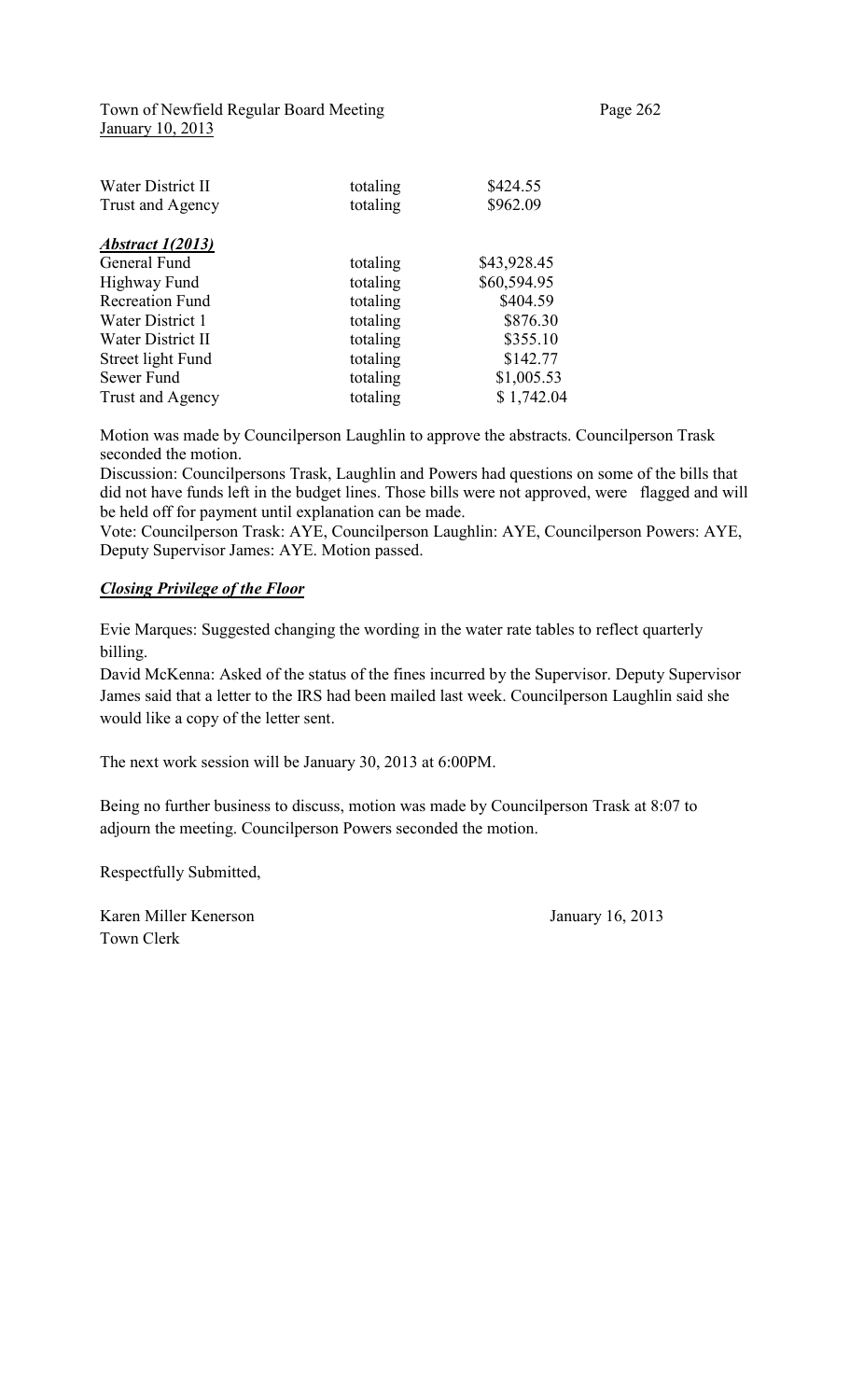| | | |
|---|---|---|
| Water District II | totaling | $424.55 |
| Trust and Agency | totaling | $962.09 |

***Abstract 1(2013)***

| | | |
|---|---|---|
| General Fund | totaling | $43,928.45 |
| Highway Fund | totaling | $60,594.95 |
| Recreation Fund | totaling | $404.59 |
| Water District 1 | totaling | $876.30 |
| Water District II | totaling | $355.10 |
| Street light Fund | totaling | $142.77 |
| Sewer Fund | totaling | $1,005.53 |
| Trust and Agency | totaling | $ 1,742.04 |

Motion was made by Councilperson Laughlin to approve the abstracts. Councilperson Trask seconded the motion.

Discussion: Councilpersons Trask, Laughlin and Powers had questions on some of the bills that did not have funds left in the budget lines. Those bills were not approved, were flagged and will be held off for payment until explanation can be made.

Vote: Councilperson Trask: AYE, Councilperson Laughlin: AYE, Councilperson Powers: AYE, Deputy Supervisor James: AYE. Motion passed.

***Closing Privilege of the Floor***

Evie Marques: Suggested changing the wording in the water rate tables to reflect quarterly billing.

David McKenna: Asked of the status of the fines incurred by the Supervisor. Deputy Supervisor James said that a letter to the IRS had been mailed last week. Councilperson Laughlin said she would like a copy of the letter sent.

The next work session will be January 30, 2013 at 6:00PM.

Being no further business to discuss, motion was made by Councilperson Trask at 8:07 to adjourn the meeting. Councilperson Powers seconded the motion.

Respectfully Submitted,

Karen Miller Kenerson  
Town Clerk

January 16, 2013